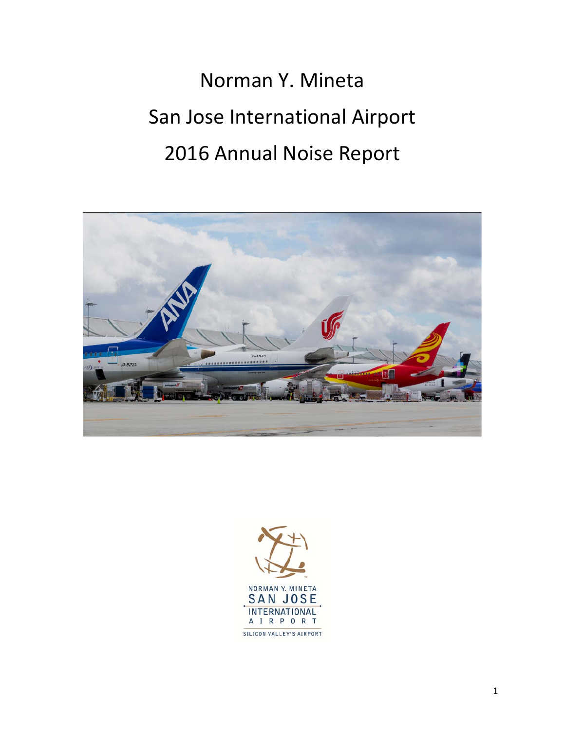# Norman Y. Mineta San Jose International Airport 2016 Annual Noise Report

NORMAN Y. MINETA
SAN JOSE
INTERNATIONAL
AIRPORT
SILICON VALLEY'S AIRPORT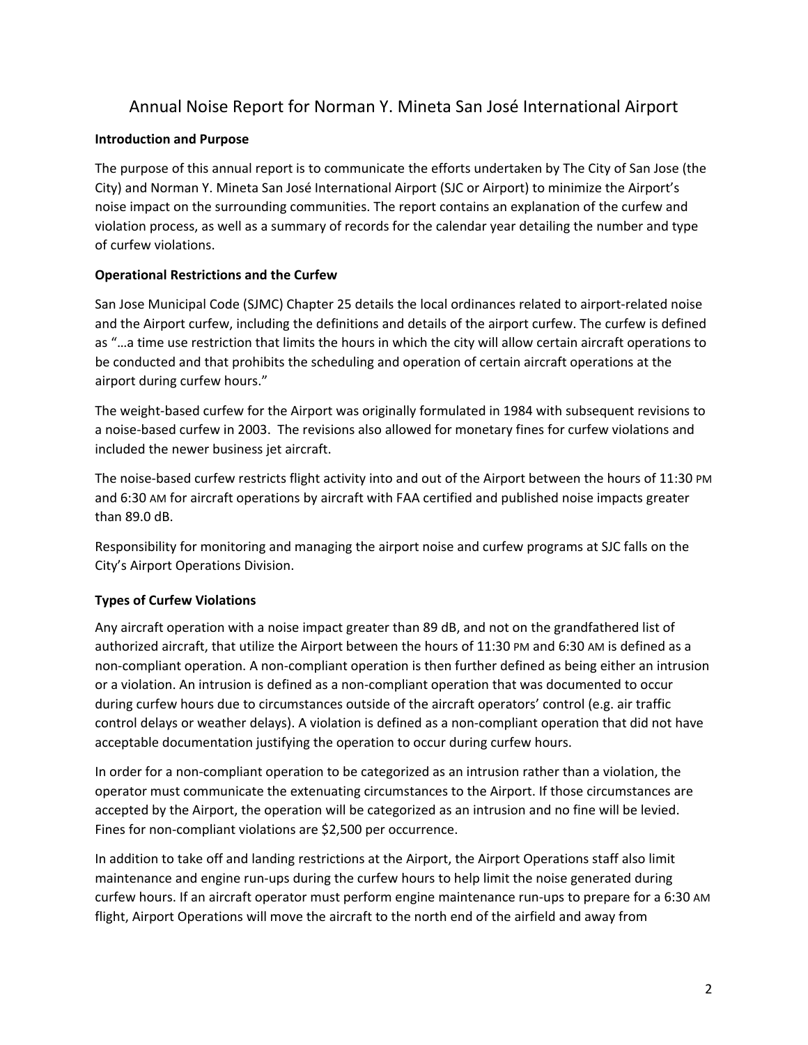# Annual Noise Report for Norman Y. Mineta San José International Airport

**Introduction and Purpose**

The purpose of this annual report is to communicate the efforts undertaken by The City of San Jose (the City) and Norman Y. Mineta San José International Airport (SJC or Airport) to minimize the Airport's noise impact on the surrounding communities. The report contains an explanation of the curfew and violation process, as well as a summary of records for the calendar year detailing the number and type of curfew violations.

**Operational Restrictions and the Curfew**

San Jose Municipal Code (SJMC) Chapter 25 details the local ordinances related to airport-related noise and the Airport curfew, including the definitions and details of the airport curfew. The curfew is defined as "…a time use restriction that limits the hours in which the city will allow certain aircraft operations to be conducted and that prohibits the scheduling and operation of certain aircraft operations at the airport during curfew hours."

The weight-based curfew for the Airport was originally formulated in 1984 with subsequent revisions to a noise-based curfew in 2003. The revisions also allowed for monetary fines for curfew violations and included the newer business jet aircraft.

The noise-based curfew restricts flight activity into and out of the Airport between the hours of 11:30 PM and 6:30 AM for aircraft operations by aircraft with FAA certified and published noise impacts greater than 89.0 dB.

Responsibility for monitoring and managing the airport noise and curfew programs at SJC falls on the City's Airport Operations Division.

**Types of Curfew Violations**

Any aircraft operation with a noise impact greater than 89 dB, and not on the grandfathered list of authorized aircraft, that utilize the Airport between the hours of 11:30 PM and 6:30 AM is defined as a non-compliant operation. A non-compliant operation is then further defined as being either an intrusion or a violation. An intrusion is defined as a non-compliant operation that was documented to occur during curfew hours due to circumstances outside of the aircraft operators' control (e.g. air traffic control delays or weather delays). A violation is defined as a non-compliant operation that did not have acceptable documentation justifying the operation to occur during curfew hours.

In order for a non-compliant operation to be categorized as an intrusion rather than a violation, the operator must communicate the extenuating circumstances to the Airport. If those circumstances are accepted by the Airport, the operation will be categorized as an intrusion and no fine will be levied. Fines for non-compliant violations are $2,500 per occurrence.

In addition to take off and landing restrictions at the Airport, the Airport Operations staff also limit maintenance and engine run-ups during the curfew hours to help limit the noise generated during curfew hours. If an aircraft operator must perform engine maintenance run-ups to prepare for a 6:30 AM flight, Airport Operations will move the aircraft to the north end of the airfield and away from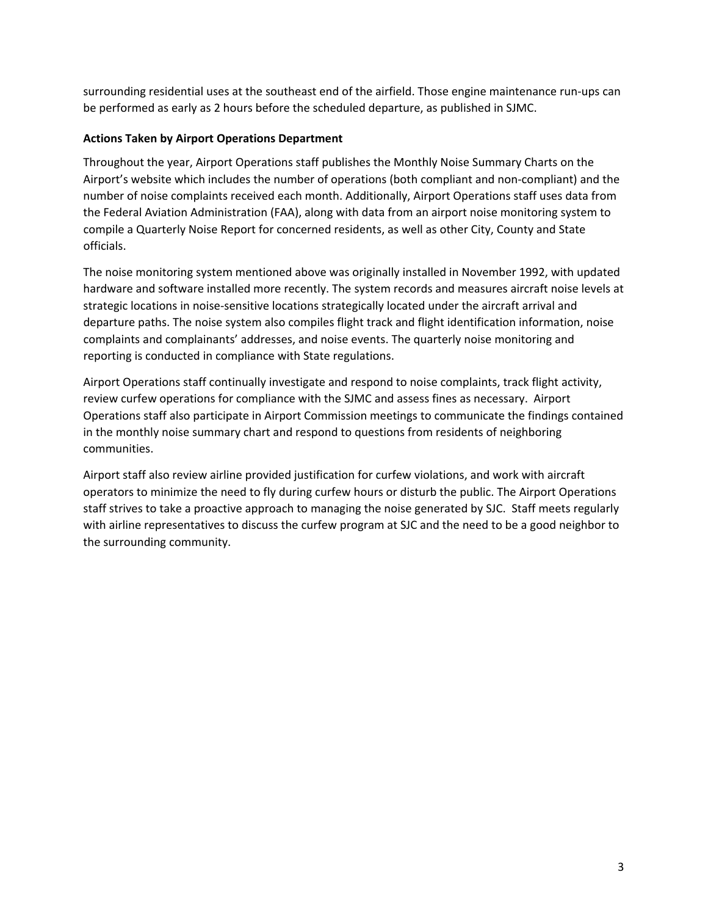surrounding residential uses at the southeast end of the airfield. Those engine maintenance run-ups can be performed as early as 2 hours before the scheduled departure, as published in SJMC.

**Actions Taken by Airport Operations Department**

Throughout the year, Airport Operations staff publishes the Monthly Noise Summary Charts on the Airport's website which includes the number of operations (both compliant and non-compliant) and the number of noise complaints received each month. Additionally, Airport Operations staff uses data from the Federal Aviation Administration (FAA), along with data from an airport noise monitoring system to compile a Quarterly Noise Report for concerned residents, as well as other City, County and State officials.

The noise monitoring system mentioned above was originally installed in November 1992, with updated hardware and software installed more recently. The system records and measures aircraft noise levels at strategic locations in noise-sensitive locations strategically located under the aircraft arrival and departure paths. The noise system also compiles flight track and flight identification information, noise complaints and complainants' addresses, and noise events. The quarterly noise monitoring and reporting is conducted in compliance with State regulations.

Airport Operations staff continually investigate and respond to noise complaints, track flight activity, review curfew operations for compliance with the SJMC and assess fines as necessary. Airport Operations staff also participate in Airport Commission meetings to communicate the findings contained in the monthly noise summary chart and respond to questions from residents of neighboring communities.

Airport staff also review airline provided justification for curfew violations, and work with aircraft operators to minimize the need to fly during curfew hours or disturb the public. The Airport Operations staff strives to take a proactive approach to managing the noise generated by SJC. Staff meets regularly with airline representatives to discuss the curfew program at SJC and the need to be a good neighbor to the surrounding community.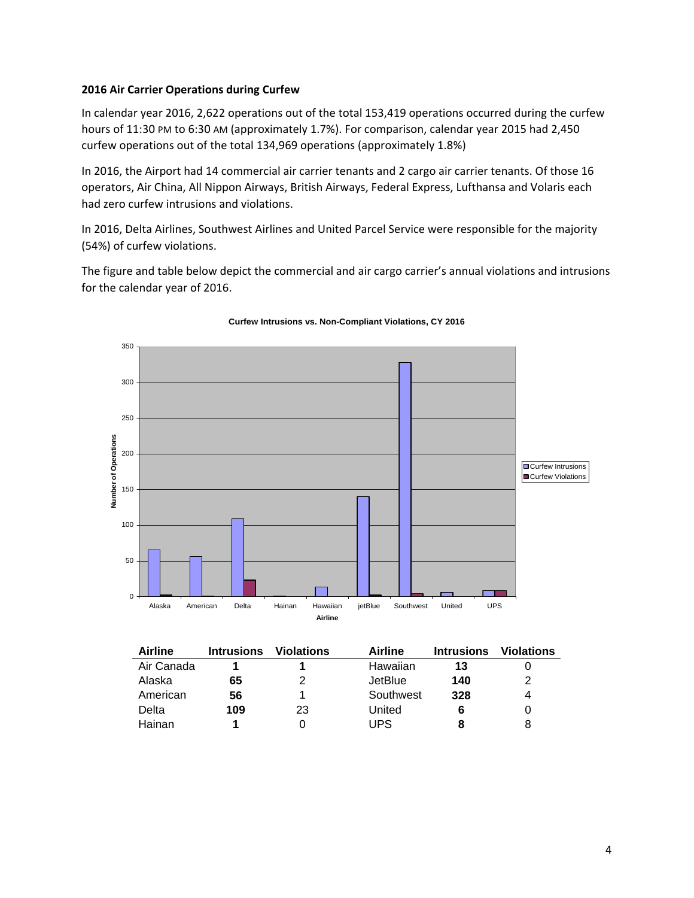### 2016 Air Carrier Operations during Curfew

In calendar year 2016, 2,622 operations out of the total 153,419 operations occurred during the curfew hours of 11:30 PM to 6:30 AM (approximately 1.7%). For comparison, calendar year 2015 had 2,450 curfew operations out of the total 134,969 operations (approximately 1.8%)

In 2016, the Airport had 14 commercial air carrier tenants and 2 cargo air carrier tenants. Of those 16 operators, Air China, All Nippon Airways, British Airways, Federal Express, Lufthansa and Volaris each had zero curfew intrusions and violations.

In 2016, Delta Airlines, Southwest Airlines and United Parcel Service were responsible for the majority (54%) of curfew violations.

The figure and table below depict the commercial and air cargo carrier's annual violations and intrusions for the calendar year of 2016.

**Curfew Intrusions vs. Non-Compliant Violations, CY 2016**

| Airline | Intrusions | Violations | Airline | Intrusions | Violations |
|---|---|---|---|---|---|
| Air Canada | **1** | **1** | Hawaiian | **13** | 0 |
| Alaska | **65** | 2 | JetBlue | **140** | 2 |
| American | **56** | 1 | Southwest | **328** | 4 |
| Delta | **109** | 23 | United | **6** | 0 |
| Hainan | **1** | 0 | UPS | **8** | 8 |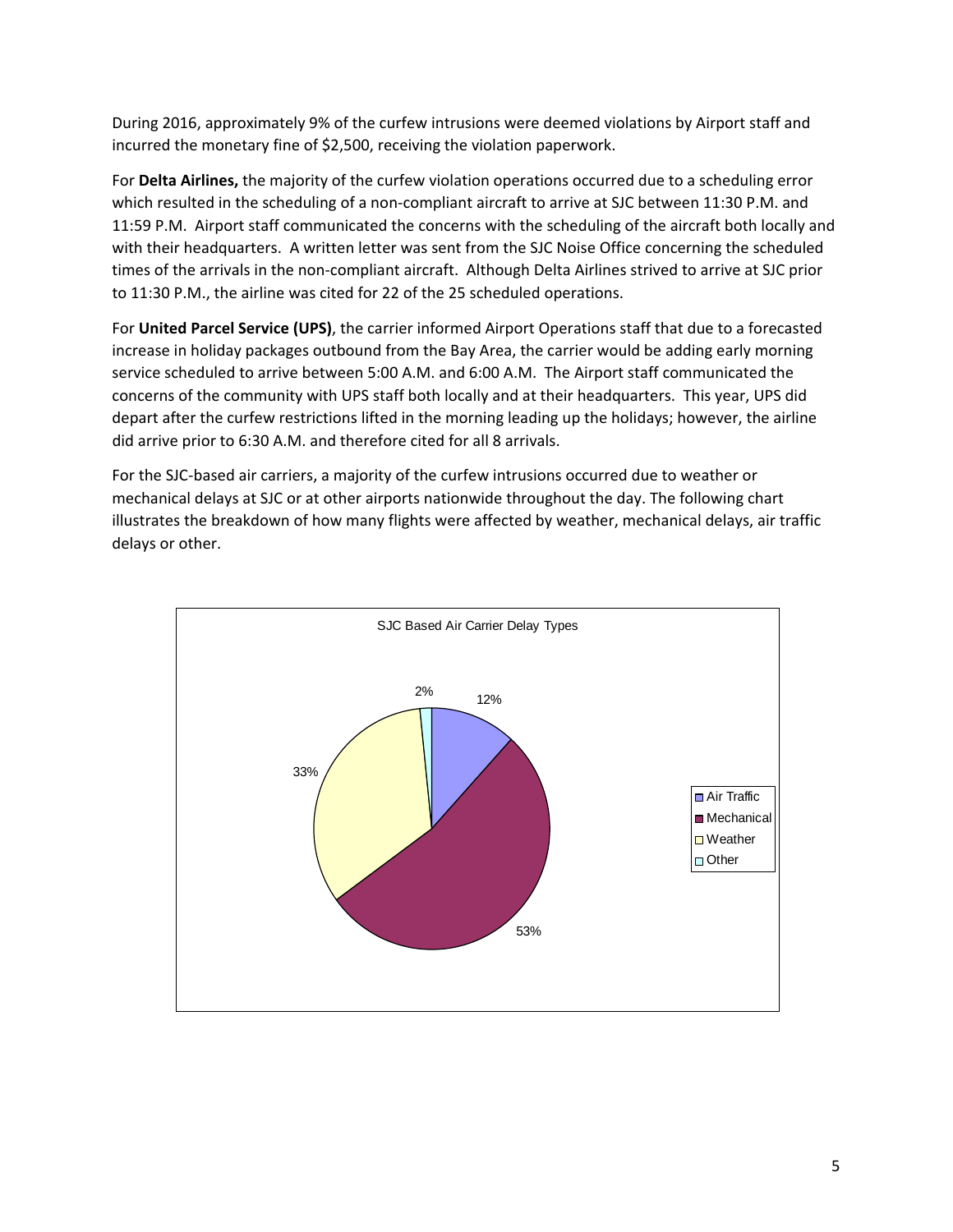During 2016, approximately 9% of the curfew intrusions were deemed violations by Airport staff and incurred the monetary fine of $2,500, receiving the violation paperwork.

For **Delta Airlines,** the majority of the curfew violation operations occurred due to a scheduling error which resulted in the scheduling of a non-compliant aircraft to arrive at SJC between 11:30 P.M. and 11:59 P.M. Airport staff communicated the concerns with the scheduling of the aircraft both locally and with their headquarters. A written letter was sent from the SJC Noise Office concerning the scheduled times of the arrivals in the non-compliant aircraft. Although Delta Airlines strived to arrive at SJC prior to 11:30 P.M., the airline was cited for 22 of the 25 scheduled operations.

For **United Parcel Service (UPS)**, the carrier informed Airport Operations staff that due to a forecasted increase in holiday packages outbound from the Bay Area, the carrier would be adding early morning service scheduled to arrive between 5:00 A.M. and 6:00 A.M. The Airport staff communicated the concerns of the community with UPS staff both locally and at their headquarters. This year, UPS did depart after the curfew restrictions lifted in the morning leading up the holidays; however, the airline did arrive prior to 6:30 A.M. and therefore cited for all 8 arrivals.

For the SJC-based air carriers, a majority of the curfew intrusions occurred due to weather or mechanical delays at SJC or at other airports nationwide throughout the day. The following chart illustrates the breakdown of how many flights were affected by weather, mechanical delays, air traffic delays or other.

SJC Based Air Carrier Delay Types

| Delay Type | Percentage |
| --- | --- |
| Air Traffic | 12% |
| Mechanical | 53% |
| Weather | 33% |
| Other | 2% |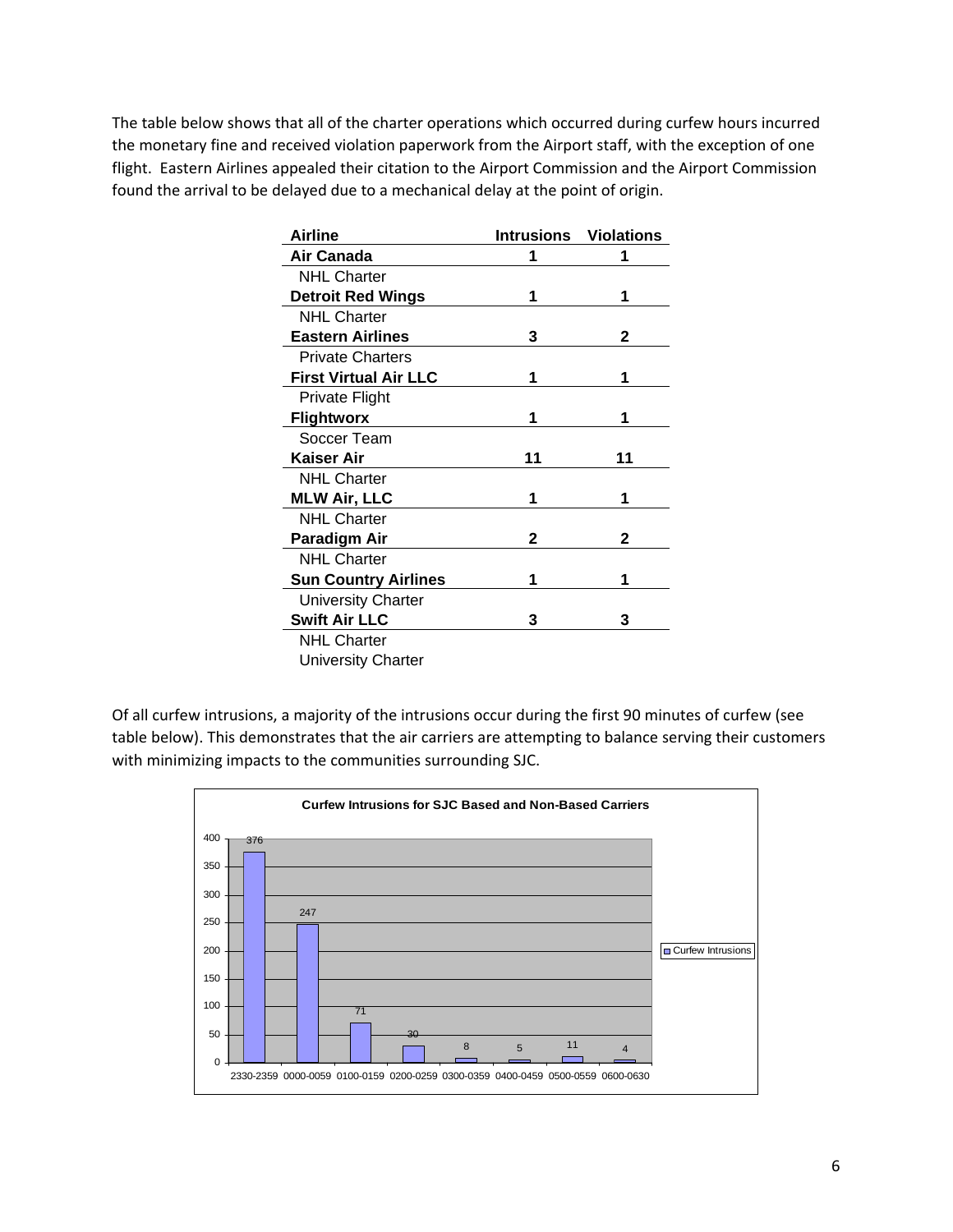The table below shows that all of the charter operations which occurred during curfew hours incurred the monetary fine and received violation paperwork from the Airport staff, with the exception of one flight. Eastern Airlines appealed their citation to the Airport Commission and the Airport Commission found the arrival to be delayed due to a mechanical delay at the point of origin.

| Airline | Intrusions | Violations |
|---|---|---|
| **Air Canada** | **1** | **1** |
| NHL Charter | | |
| **Detroit Red Wings** | **1** | **1** |
| NHL Charter | | |
| **Eastern Airlines** | **3** | **2** |
| Private Charters | | |
| **First Virtual Air LLC** | **1** | **1** |
| Private Flight | | |
| **Flightworx** | **1** | **1** |
| Soccer Team | | |
| **Kaiser Air** | **11** | **11** |
| NHL Charter | | |
| **MLW Air, LLC** | **1** | **1** |
| NHL Charter | | |
| **Paradigm Air** | **2** | **2** |
| NHL Charter | | |
| **Sun Country Airlines** | **1** | **1** |
| University Charter | | |
| **Swift Air LLC** | **3** | **3** |
| NHL Charter | | |
| University Charter | | |

Of all curfew intrusions, a majority of the intrusions occur during the first 90 minutes of curfew (see table below). This demonstrates that the air carriers are attempting to balance serving their customers with minimizing impacts to the communities surrounding SJC.

**Curfew Intrusions for SJC Based and Non-Based Carriers**

| Time | Curfew Intrusions |
|---|---|
| 2330-2359 | 376 |
| 0000-0059 | 247 |
| 0100-0159 | 71 |
| 0200-0259 | 30 |
| 0300-0359 | 8 |
| 0400-0459 | 5 |
| 0500-0559 | 11 |
| 0600-0630 | 4 |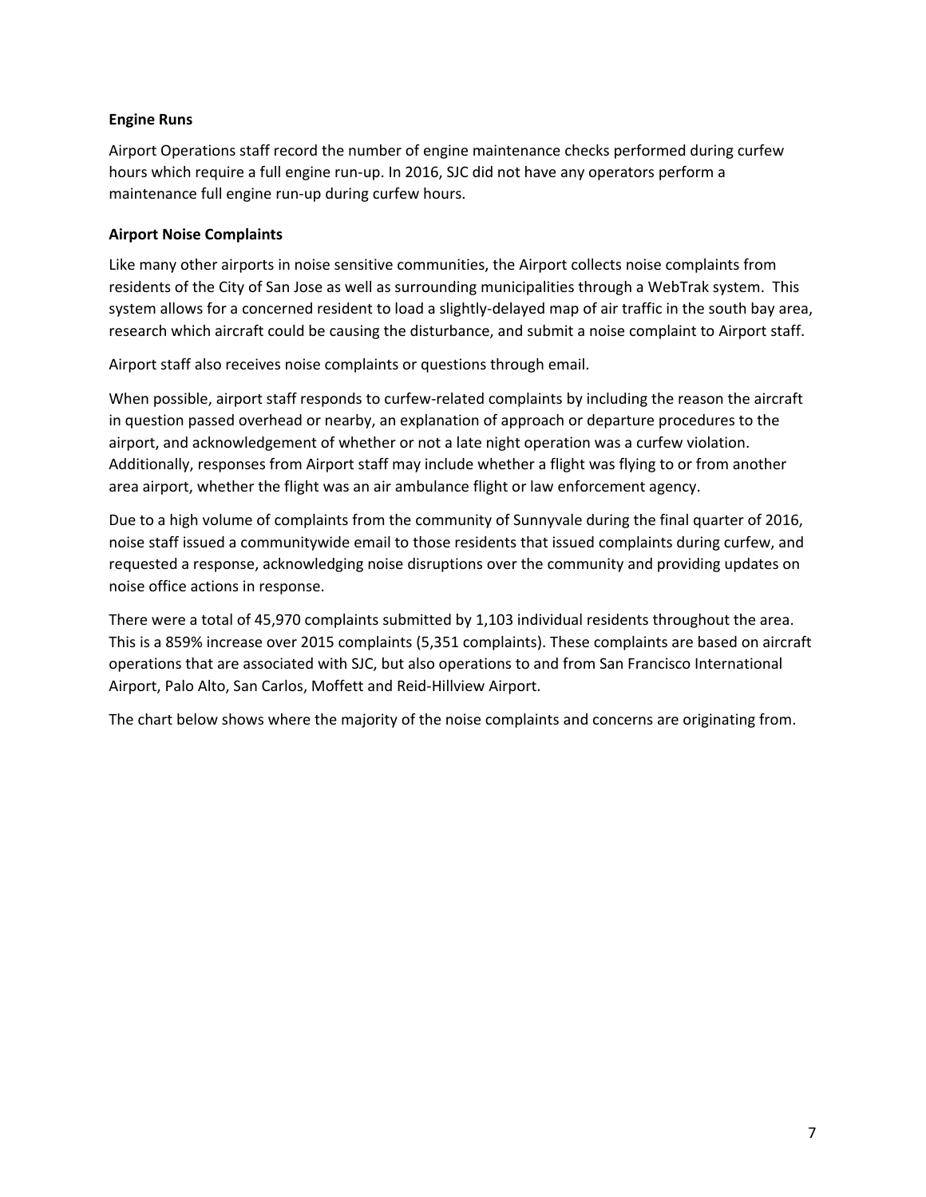### Engine Runs

Airport Operations staff record the number of engine maintenance checks performed during curfew hours which require a full engine run-up. In 2016, SJC did not have any operators perform a maintenance full engine run-up during curfew hours.

### Airport Noise Complaints

Like many other airports in noise sensitive communities, the Airport collects noise complaints from residents of the City of San Jose as well as surrounding municipalities through a WebTrak system. This system allows for a concerned resident to load a slightly-delayed map of air traffic in the south bay area, research which aircraft could be causing the disturbance, and submit a noise complaint to Airport staff.

Airport staff also receives noise complaints or questions through email.

When possible, airport staff responds to curfew-related complaints by including the reason the aircraft in question passed overhead or nearby, an explanation of approach or departure procedures to the airport, and acknowledgement of whether or not a late night operation was a curfew violation. Additionally, responses from Airport staff may include whether a flight was flying to or from another area airport, whether the flight was an air ambulance flight or law enforcement agency.

Due to a high volume of complaints from the community of Sunnyvale during the final quarter of 2016, noise staff issued a communitywide email to those residents that issued complaints during curfew, and requested a response, acknowledging noise disruptions over the community and providing updates on noise office actions in response.

There were a total of 45,970 complaints submitted by 1,103 individual residents throughout the area. This is a 859% increase over 2015 complaints (5,351 complaints). These complaints are based on aircraft operations that are associated with SJC, but also operations to and from San Francisco International Airport, Palo Alto, San Carlos, Moffett and Reid-Hillview Airport.

The chart below shows where the majority of the noise complaints and concerns are originating from.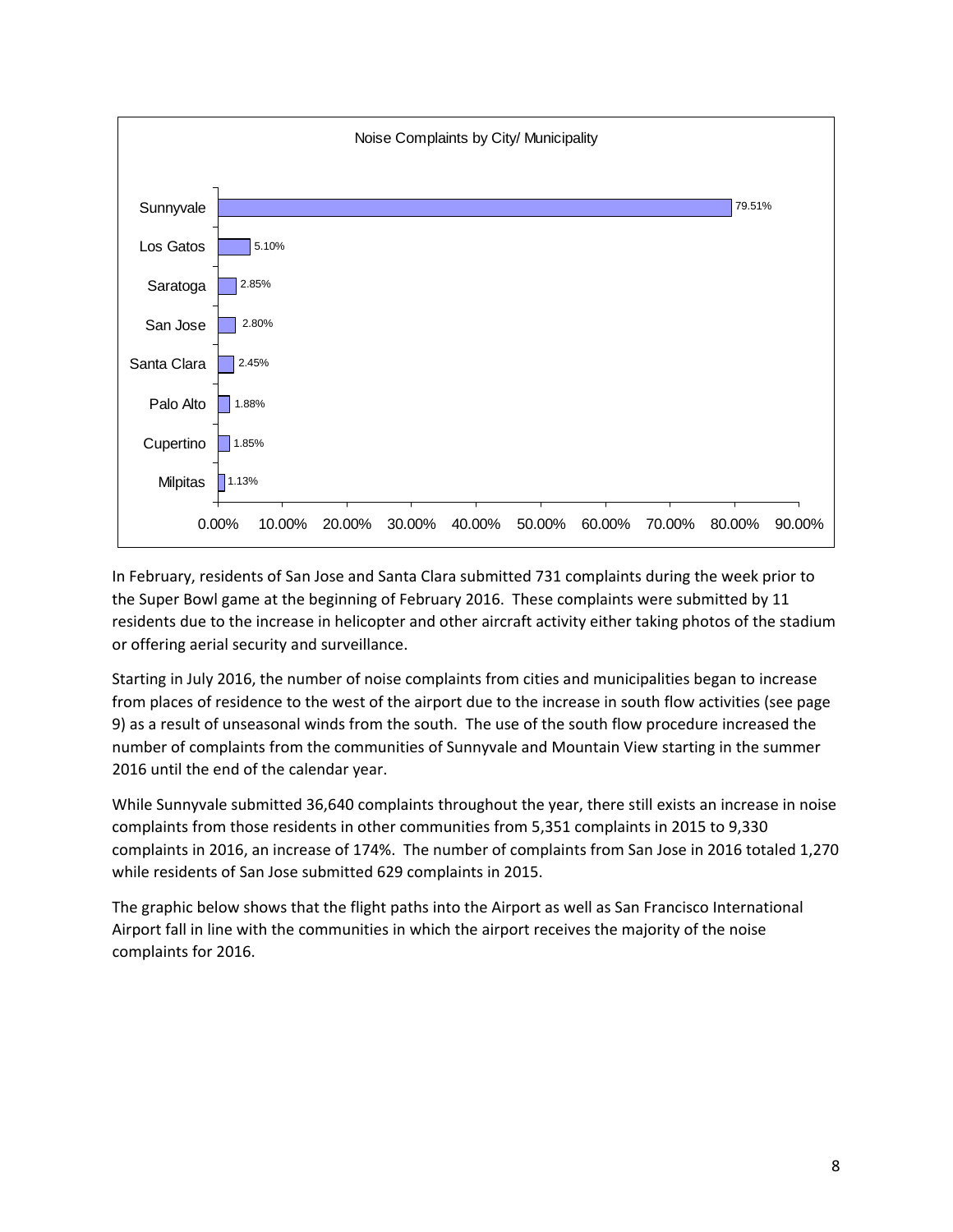Noise Complaints by City/ Municipality

| City/ Municipality | Percentage |
| --- | --- |
| Sunnyvale | 79.51% |
| Los Gatos | 5.10% |
| Saratoga | 2.85% |
| San Jose | 2.80% |
| Santa Clara | 2.45% |
| Palo Alto | 1.88% |
| Cupertino | 1.85% |
| Milpitas | 1.13% |

In February, residents of San Jose and Santa Clara submitted 731 complaints during the week prior to the Super Bowl game at the beginning of February 2016. These complaints were submitted by 11 residents due to the increase in helicopter and other aircraft activity either taking photos of the stadium or offering aerial security and surveillance.

Starting in July 2016, the number of noise complaints from cities and municipalities began to increase from places of residence to the west of the airport due to the increase in south flow activities (see page 9) as a result of unseasonal winds from the south. The use of the south flow procedure increased the number of complaints from the communities of Sunnyvale and Mountain View starting in the summer 2016 until the end of the calendar year.

While Sunnyvale submitted 36,640 complaints throughout the year, there still exists an increase in noise complaints from those residents in other communities from 5,351 complaints in 2015 to 9,330 complaints in 2016, an increase of 174%. The number of complaints from San Jose in 2016 totaled 1,270 while residents of San Jose submitted 629 complaints in 2015.

The graphic below shows that the flight paths into the Airport as well as San Francisco International Airport fall in line with the communities in which the airport receives the majority of the noise complaints for 2016.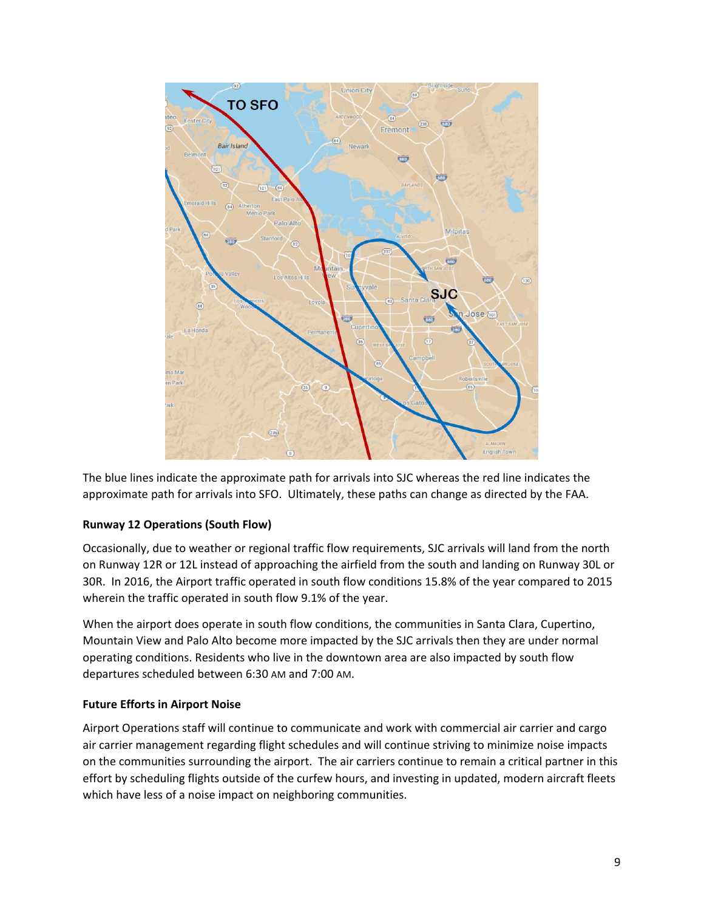The blue lines indicate the approximate path for arrivals into SJC whereas the red line indicates the approximate path for arrivals into SFO. Ultimately, these paths can change as directed by the FAA.

**Runway 12 Operations (South Flow)**

Occasionally, due to weather or regional traffic flow requirements, SJC arrivals will land from the north on Runway 12R or 12L instead of approaching the airfield from the south and landing on Runway 30L or 30R. In 2016, the Airport traffic operated in south flow conditions 15.8% of the year compared to 2015 wherein the traffic operated in south flow 9.1% of the year.

When the airport does operate in south flow conditions, the communities in Santa Clara, Cupertino, Mountain View and Palo Alto become more impacted by the SJC arrivals then they are under normal operating conditions. Residents who live in the downtown area are also impacted by south flow departures scheduled between 6:30 AM and 7:00 AM.

**Future Efforts in Airport Noise**

Airport Operations staff will continue to communicate and work with commercial air carrier and cargo air carrier management regarding flight schedules and will continue striving to minimize noise impacts on the communities surrounding the airport. The air carriers continue to remain a critical partner in this effort by scheduling flights outside of the curfew hours, and investing in updated, modern aircraft fleets which have less of a noise impact on neighboring communities.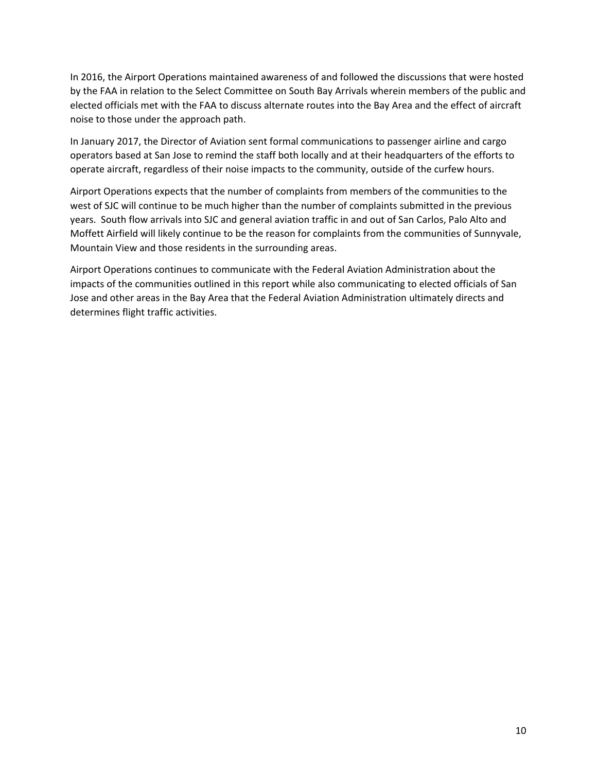In 2016, the Airport Operations maintained awareness of and followed the discussions that were hosted by the FAA in relation to the Select Committee on South Bay Arrivals wherein members of the public and elected officials met with the FAA to discuss alternate routes into the Bay Area and the effect of aircraft noise to those under the approach path.

In January 2017, the Director of Aviation sent formal communications to passenger airline and cargo operators based at San Jose to remind the staff both locally and at their headquarters of the efforts to operate aircraft, regardless of their noise impacts to the community, outside of the curfew hours.

Airport Operations expects that the number of complaints from members of the communities to the west of SJC will continue to be much higher than the number of complaints submitted in the previous years. South flow arrivals into SJC and general aviation traffic in and out of San Carlos, Palo Alto and Moffett Airfield will likely continue to be the reason for complaints from the communities of Sunnyvale, Mountain View and those residents in the surrounding areas.

Airport Operations continues to communicate with the Federal Aviation Administration about the impacts of the communities outlined in this report while also communicating to elected officials of San Jose and other areas in the Bay Area that the Federal Aviation Administration ultimately directs and determines flight traffic activities.